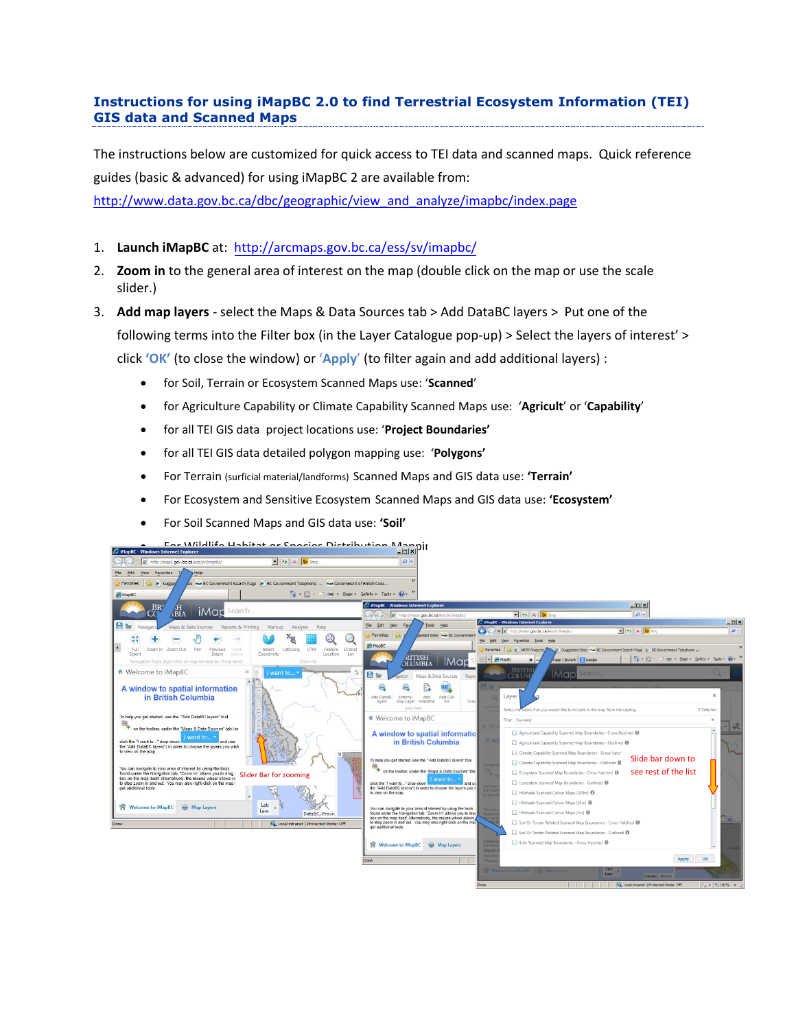## Instructions for using iMapBC 2.0 to find Terrestrial Ecosystem Information (TEI) GIS data and Scanned Maps

The instructions below are customized for quick access to TEI data and scanned maps. Quick reference guides (basic & advanced) for using iMapBC 2 are available from: http://www.data.gov.bc.ca/dbc/geographic/view_and_analyze/imapbc/index.page

1. **Launch iMapBC** at: http://arcmaps.gov.bc.ca/ess/sv/imapbc/
2. **Zoom in** to the general area of interest on the map (double click on the map or use the scale slider.)
3. **Add map layers** - select the Maps & Data Sources tab > Add DataBC layers > Put one of the following terms into the Filter box (in the Layer Catalogue pop-up) > Select the layers of interest' > click 'OK' (to close the window) or 'Apply' (to filter again and add additional layers) :
   - for Soil, Terrain or Ecosystem Scanned Maps use: '**Scanned**'
   - for Agriculture Capability or Climate Capability Scanned Maps use: '**Agricult**' or '**Capability**'
   - for all TEI GIS data project locations use: '**Project Boundaries'**
   - for all TEI GIS data detailed polygon mapping use: '**Polygons'**
   - For Terrain (surficial material/landforms) Scanned Maps and GIS data use: **'Terrain'**
   - For Ecosystem and Sensitive Ecosystem Scanned Maps and GIS data use: **'Ecosystem'**
   - For Soil Scanned Maps and GIS data use: **'Soil'**
   - For Wildlife Habitat or Species Distribution Mappi...

Slider Bar for zooming

Slide bar down to see rest of the list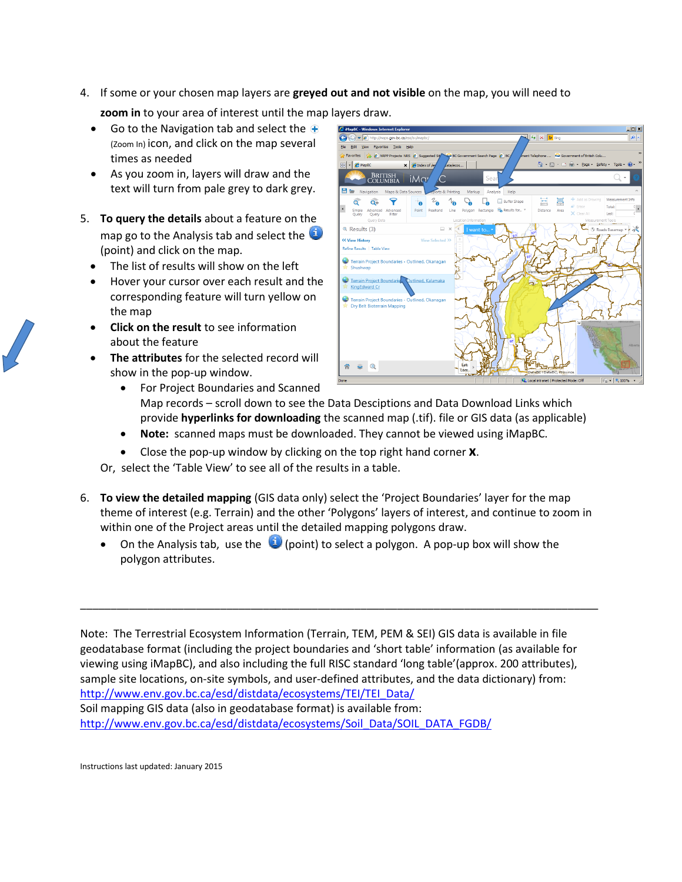4. If some or your chosen map layers are **greyed out and not visible** on the map, you will need to **zoom in** to your area of interest until the map layers draw.
   - Go to the Navigation tab and select the (Zoom In) icon, and click on the map several times as needed
   - As you zoom in, layers will draw and the text will turn from pale grey to dark grey.

5. **To query the details** about a feature on the map go to the Analysis tab and select the (point) and click on the map.
   - The list of results will show on the left
   - Hover your cursor over each result and the corresponding feature will turn yellow on the map
   - **Click on the result** to see information about the feature
   - **The attributes** for the selected record will show in the pop-up window.
     - For Project Boundaries and Scanned Map records – scroll down to see the Data Desciptions and Data Download Links which provide **hyperlinks for downloading** the scanned map (.tif). file or GIS data (as applicable)
     - **Note:** scanned maps must be downloaded. They cannot be viewed using iMapBC.
     - Close the pop-up window by clicking on the top right hand corner **X**.

   Or, select the 'Table View' to see all of the results in a table.

6. **To view the detailed mapping** (GIS data only) select the 'Project Boundaries' layer for the map theme of interest (e.g. Terrain) and the other 'Polygons' layers of interest, and continue to zoom in within one of the Project areas until the detailed mapping polygons draw.
   - On the Analysis tab, use the (point) to select a polygon. A pop-up box will show the polygon attributes.

---

Note: The Terrestrial Ecosystem Information (Terrain, TEM, PEM & SEI) GIS data is available in file geodatabase format (including the project boundaries and 'short table' information (as available for viewing using iMapBC), and also including the full RISC standard 'long table'(approx. 200 attributes), sample site locations, on-site symbols, and user-defined attributes, and the data dictionary) from:
http://www.env.gov.bc.ca/esd/distdata/ecosystems/TEI/TEI_Data/
Soil mapping GIS data (also in geodatabase format) is available from:
http://www.env.gov.bc.ca/esd/distdata/ecosystems/Soil_Data/SOIL_DATA_FGDB/

Instructions last updated: January 2015